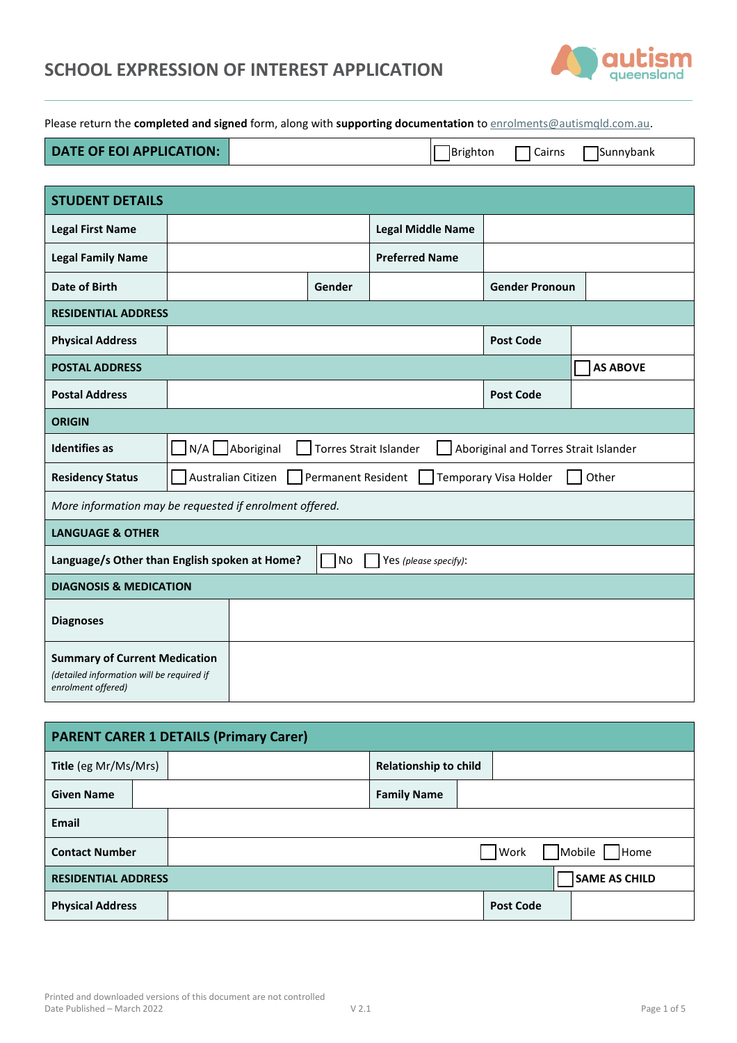# SCHOOL EXPRESSION OF INTEREST APPLICATION

Please return the **completed and signed** form, along with **supporting documentation** to enrolments@autismqld.com.au.

| **DATE OF EOI APPLICATION:** | | ☐ Brighton ☐ Cairns ☐ Sunnybank |
|---|---|---|

| **STUDENT DETAILS** | | | | | |
|---|---|---|---|---|---|
| **Legal First Name** | | | **Legal Middle Name** | | |
| **Legal Family Name** | | | **Preferred Name** | | |
| **Date of Birth** | | **Gender** | | **Gender Pronoun** | |
| **RESIDENTIAL ADDRESS** | | | | | |
| **Physical Address** | | | | **Post Code** | |
| **POSTAL ADDRESS** | | | | | ☐ **AS ABOVE** |
| **Postal Address** | | | | **Post Code** | |
| **ORIGIN** | | | | | |
| **Identifies as** | ☐ N/A ☐ Aboriginal ☐ Torres Strait Islander ☐ Aboriginal and Torres Strait Islander | | | | |
| **Residency Status** | ☐ Australian Citizen ☐ Permanent Resident ☐ Temporary Visa Holder ☐ Other | | | | |
| *More information may be requested if enrolment offered.* | | | | | |
| **LANGUAGE & OTHER** | | | | | |
| **Language/s Other than English spoken at Home?** | ☐ No ☐ Yes *(please specify)*: | | | | |
| **DIAGNOSIS & MEDICATION** | | | | | |
| **Diagnoses** | | | | | |
| **Summary of Current Medication** *(detailed information will be required if enrolment offered)* | | | | | |

| **PARENT CARER 1 DETAILS (Primary Carer)** | | | |
|---|---|---|---|
| **Title** (eg Mr/Ms/Mrs) | | **Relationship to child** | |
| **Given Name** | | **Family Name** | |
| **Email** | | | |
| **Contact Number** | ☐ Work ☐ Mobile ☐ Home | | |
| **RESIDENTIAL ADDRESS** | | | ☐ **SAME AS CHILD** |
| **Physical Address** | | **Post Code** | |

Printed and downloaded versions of this document are not controlled
Date Published – March 2022 V 2.1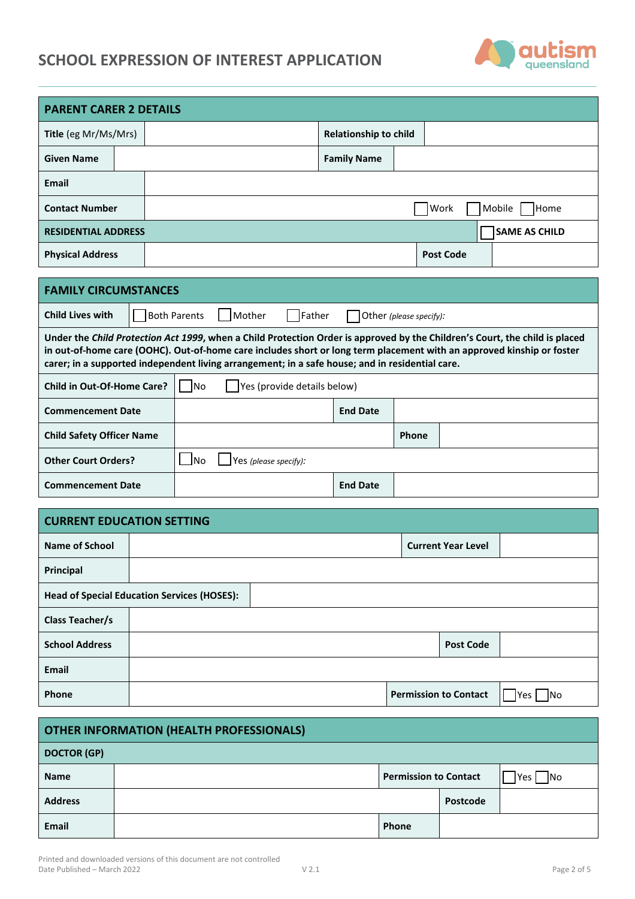# SCHOOL EXPRESSION OF INTEREST APPLICATION

| PARENT CARER 2 DETAILS | | | |
|---|---|---|---|
| **Title** (eg Mr/Ms/Mrs) | | **Relationship to child** | |
| **Given Name** | | **Family Name** | |
| **Email** | | | |
| **Contact Number** | | ☐ Work ☐ Mobile ☐ Home | |
| **RESIDENTIAL ADDRESS** | | ☐ **SAME AS CHILD** | |
| **Physical Address** | | **Post Code** | |

| FAMILY CIRCUMSTANCES | | | |
|---|---|---|---|
| **Child Lives with** | ☐ Both Parents ☐ Mother ☐ Father ☐ Other *(please specify):* | | |
| **Under the *Child Protection Act 1999*, when a Child Protection Order is approved by the Children's Court, the child is placed in out-of-home care (OOHC). Out-of-home care includes short or long term placement with an approved kinship or foster carer; in a supported independent living arrangement; in a safe house; and in residential care.** | | | |
| **Child in Out-Of-Home Care?** | ☐ No ☐ Yes (provide details below) | | |
| **Commencement Date** | | **End Date** | |
| **Child Safety Officer Name** | | **Phone** | |
| **Other Court Orders?** | ☐ No ☐ Yes *(please specify):* | | |
| **Commencement Date** | | **End Date** | |

| CURRENT EDUCATION SETTING | | | |
|---|---|---|---|
| **Name of School** | | **Current Year Level** | |
| **Principal** | | | |
| **Head of Special Education Services (HOSES):** | | | |
| **Class Teacher/s** | | | |
| **School Address** | | **Post Code** | |
| **Email** | | | |
| **Phone** | | **Permission to Contact** | ☐ Yes ☐ No |

| OTHER INFORMATION (HEALTH PROFESSIONALS) | | | |
|---|---|---|---|
| **DOCTOR (GP)** | | | |
| **Name** | | **Permission to Contact** | ☐ Yes ☐ No |
| **Address** | | **Postcode** | |
| **Email** | | **Phone** | |

Printed and downloaded versions of this document are not controlled
Date Published – March 2022 V 2.1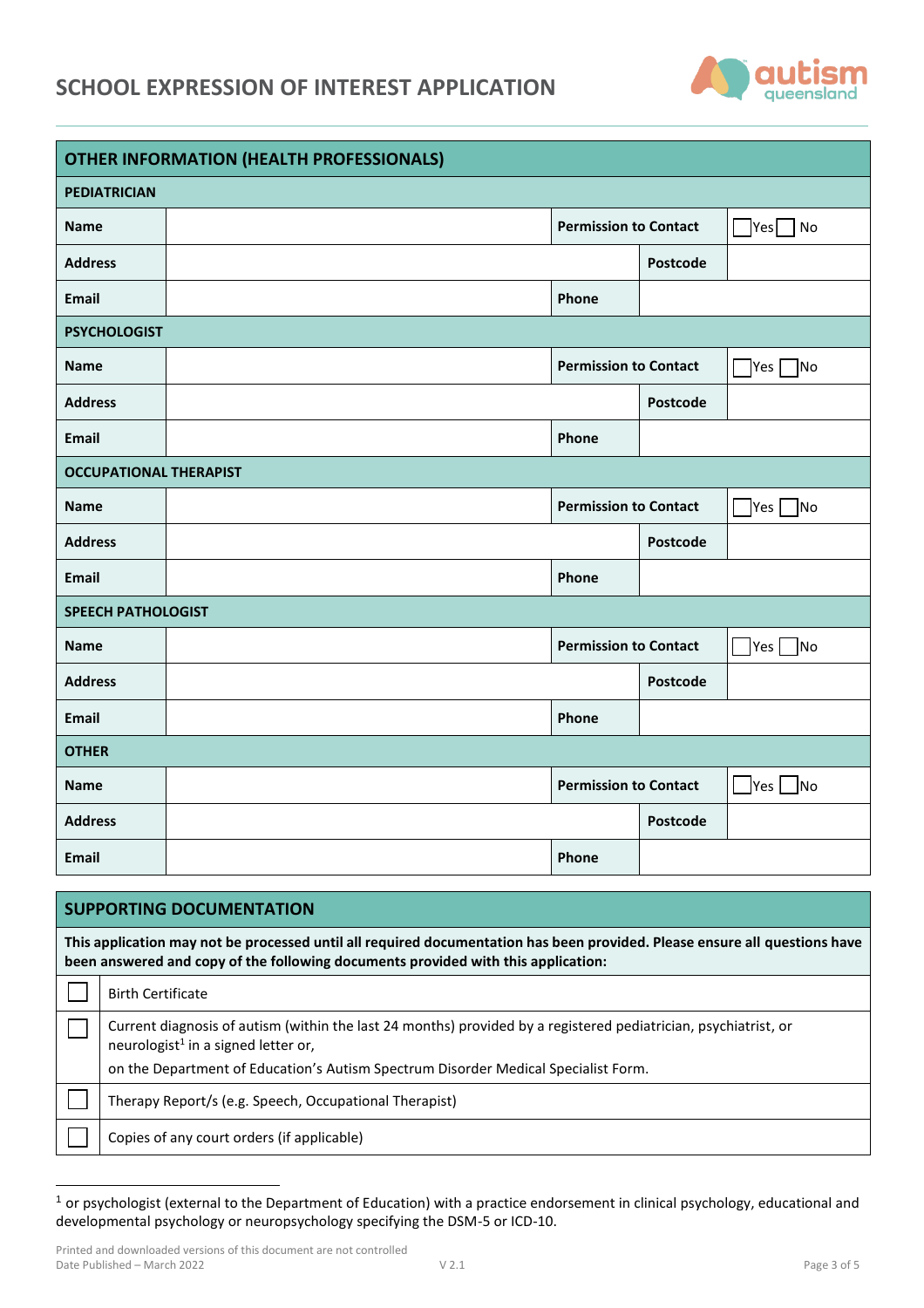# SCHOOL EXPRESSION OF INTEREST APPLICATION

## OTHER INFORMATION (HEALTH PROFESSIONALS)

| PEDIATRICIAN | | | | |
|---|---|---|---|---|
| **Name** | | **Permission to Contact** | | ☐ Yes ☐ No |
| **Address** | | | **Postcode** | |
| **Email** | | **Phone** | | |

| PSYCHOLOGIST | | | | |
|---|---|---|---|---|
| **Name** | | **Permission to Contact** | | ☐ Yes ☐ No |
| **Address** | | | **Postcode** | |
| **Email** | | **Phone** | | |

| OCCUPATIONAL THERAPIST | | | | |
|---|---|---|---|---|
| **Name** | | **Permission to Contact** | | ☐ Yes ☐ No |
| **Address** | | | **Postcode** | |
| **Email** | | **Phone** | | |

| SPEECH PATHOLOGIST | | | | |
|---|---|---|---|---|
| **Name** | | **Permission to Contact** | | ☐ Yes ☐ No |
| **Address** | | | **Postcode** | |
| **Email** | | **Phone** | | |

| OTHER | | | | |
|---|---|---|---|---|
| **Name** | | **Permission to Contact** | | ☐ Yes ☐ No |
| **Address** | | | **Postcode** | |
| **Email** | | **Phone** | | |

## SUPPORTING DOCUMENTATION

**This application may not be processed until all required documentation has been provided. Please ensure all questions have been answered and copy of the following documents provided with this application:**

| | |
|---|---|
| ☐ | Birth Certificate |
| ☐ | Current diagnosis of autism (within the last 24 months) provided by a registered pediatrician, psychiatrist, or neurologist[1] in a signed letter or, on the Department of Education's Autism Spectrum Disorder Medical Specialist Form. |
| ☐ | Therapy Report/s (e.g. Speech, Occupational Therapist) |
| ☐ | Copies of any court orders (if applicable) |

[1] or psychologist (external to the Department of Education) with a practice endorsement in clinical psychology, educational and developmental psychology or neuropsychology specifying the DSM-5 or ICD-10.

Printed and downloaded versions of this document are not controlled
Date Published – March 2022 V 2.1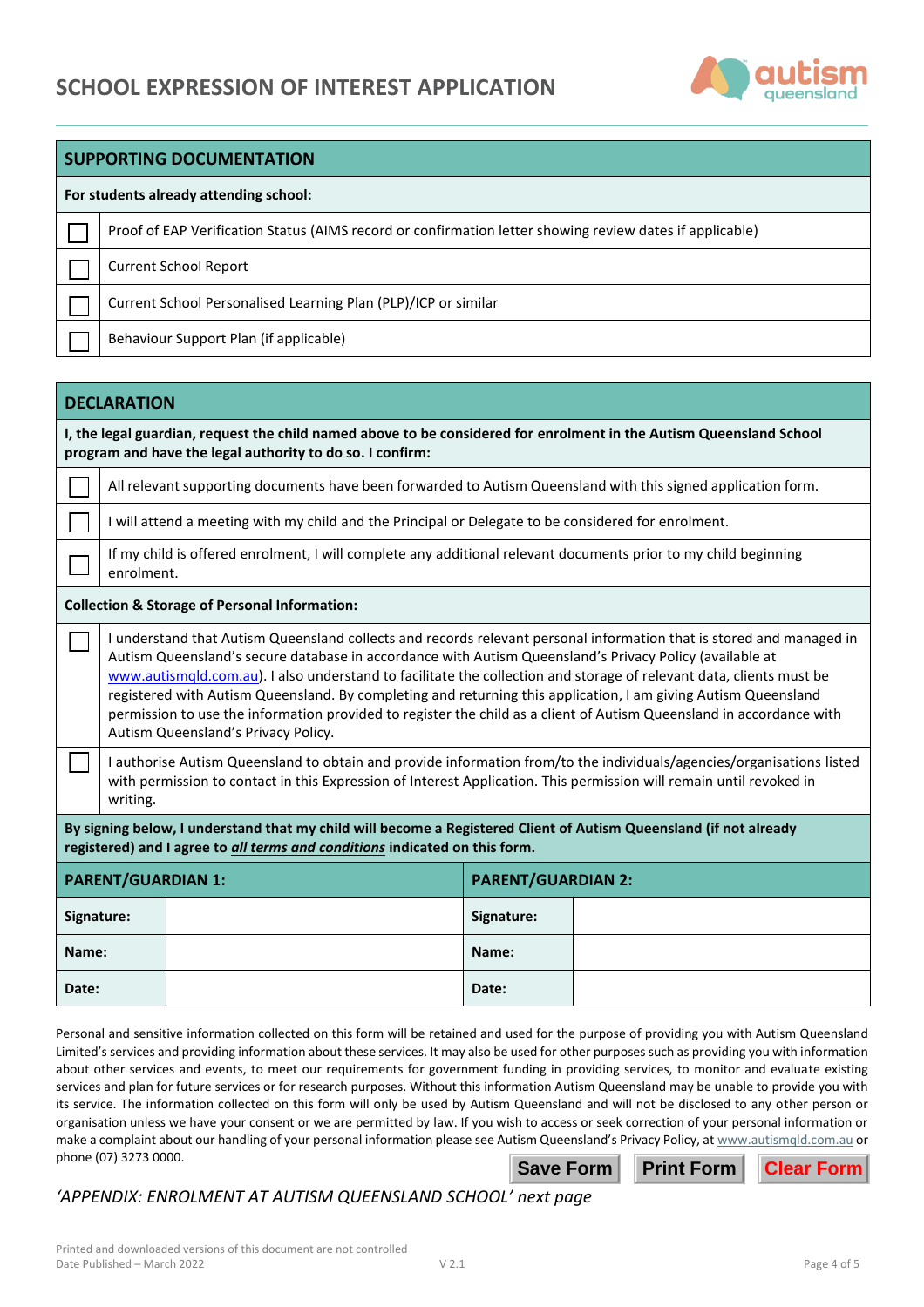# SCHOOL EXPRESSION OF INTEREST APPLICATION

## SUPPORTING DOCUMENTATION

**For students already attending school:**

| | |
|---|---|
| ☐ | Proof of EAP Verification Status (AIMS record or confirmation letter showing review dates if applicable) |
| ☐ | Current School Report |
| ☐ | Current School Personalised Learning Plan (PLP)/ICP or similar |
| ☐ | Behaviour Support Plan (if applicable) |

## DECLARATION

**I, the legal guardian, request the child named above to be considered for enrolment in the Autism Queensland School program and have the legal authority to do so. I confirm:**

| | |
|---|---|
| ☐ | All relevant supporting documents have been forwarded to Autism Queensland with this signed application form. |
| ☐ | I will attend a meeting with my child and the Principal or Delegate to be considered for enrolment. |
| ☐ | If my child is offered enrolment, I will complete any additional relevant documents prior to my child beginning enrolment. |

**Collection & Storage of Personal Information:**

| | |
|---|---|
| ☐ | I understand that Autism Queensland collects and records relevant personal information that is stored and managed in Autism Queensland's secure database in accordance with Autism Queensland's Privacy Policy (available at www.autismqld.com.au). I also understand to facilitate the collection and storage of relevant data, clients must be registered with Autism Queensland. By completing and returning this application, I am giving Autism Queensland permission to use the information provided to register the child as a client of Autism Queensland in accordance with Autism Queensland's Privacy Policy. |
| ☐ | I authorise Autism Queensland to obtain and provide information from/to the individuals/agencies/organisations listed with permission to contact in this Expression of Interest Application. This permission will remain until revoked in writing. |

**By signing below, I understand that my child will become a Registered Client of Autism Queensland (if not already registered) and I agree to *<u>all terms and conditions</u>* indicated on this form.**

| **PARENT/GUARDIAN 1:** | | **PARENT/GUARDIAN 2:** | |
|---|---|---|---|
| **Signature:** | | **Signature:** | |
| **Name:** | | **Name:** | |
| **Date:** | | **Date:** | |

Personal and sensitive information collected on this form will be retained and used for the purpose of providing you with Autism Queensland Limited's services and providing information about these services. It may also be used for other purposes such as providing you with information about other services and events, to meet our requirements for government funding in providing services, to monitor and evaluate existing services and plan for future services or for research purposes. Without this information Autism Queensland may be unable to provide you with its service. The information collected on this form will only be used by Autism Queensland and will not be disclosed to any other person or organisation unless we have your consent or we are permitted by law. If you wish to access or seek correction of your personal information or make a complaint about our handling of your personal information please see Autism Queensland's Privacy Policy, at www.autismqld.com.au or phone (07) 3273 0000.

Save Form | Print Form | Clear Form

*'APPENDIX: ENROLMENT AT AUTISM QUEENSLAND SCHOOL' next page*

Printed and downloaded versions of this document are not controlled
Date Published – March 2022 V 2.1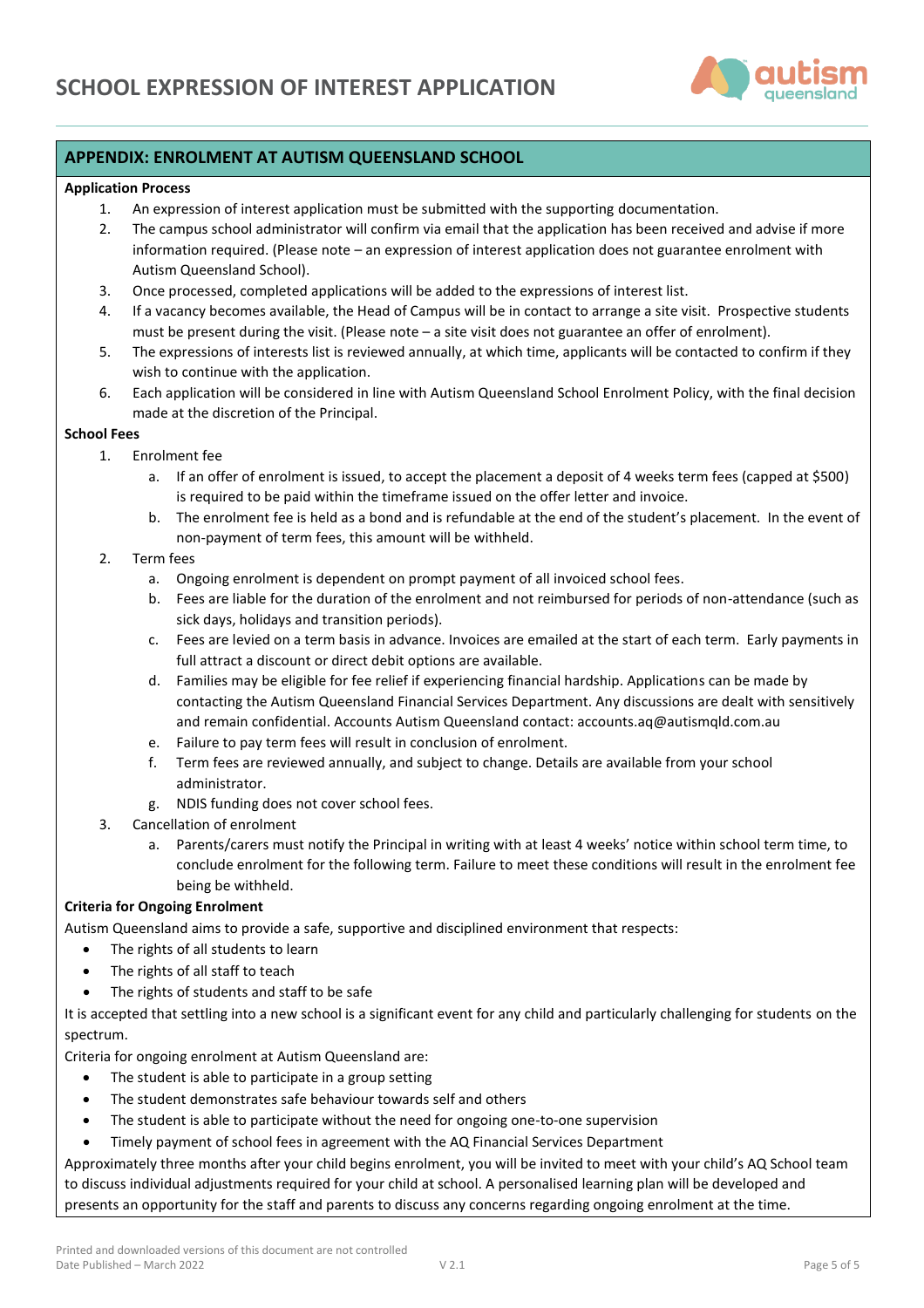# SCHOOL EXPRESSION OF INTEREST APPLICATION

## APPENDIX: ENROLMENT AT AUTISM QUEENSLAND SCHOOL

**Application Process**

1. An expression of interest application must be submitted with the supporting documentation.
2. The campus school administrator will confirm via email that the application has been received and advise if more information required. (Please note – an expression of interest application does not guarantee enrolment with Autism Queensland School).
3. Once processed, completed applications will be added to the expressions of interest list.
4. If a vacancy becomes available, the Head of Campus will be in contact to arrange a site visit. Prospective students must be present during the visit. (Please note – a site visit does not guarantee an offer of enrolment).
5. The expressions of interests list is reviewed annually, at which time, applicants will be contacted to confirm if they wish to continue with the application.
6. Each application will be considered in line with Autism Queensland School Enrolment Policy, with the final decision made at the discretion of the Principal.

**School Fees**

1. Enrolment fee
   a. If an offer of enrolment is issued, to accept the placement a deposit of 4 weeks term fees (capped at $500) is required to be paid within the timeframe issued on the offer letter and invoice.
   b. The enrolment fee is held as a bond and is refundable at the end of the student's placement. In the event of non-payment of term fees, this amount will be withheld.
2. Term fees
   a. Ongoing enrolment is dependent on prompt payment of all invoiced school fees.
   b. Fees are liable for the duration of the enrolment and not reimbursed for periods of non-attendance (such as sick days, holidays and transition periods).
   c. Fees are levied on a term basis in advance. Invoices are emailed at the start of each term. Early payments in full attract a discount or direct debit options are available.
   d. Families may be eligible for fee relief if experiencing financial hardship. Applications can be made by contacting the Autism Queensland Financial Services Department. Any discussions are dealt with sensitively and remain confidential. Accounts Autism Queensland contact: accounts.aq@autismqld.com.au
   e. Failure to pay term fees will result in conclusion of enrolment.
   f. Term fees are reviewed annually, and subject to change. Details are available from your school administrator.
   g. NDIS funding does not cover school fees.
3. Cancellation of enrolment
   a. Parents/carers must notify the Principal in writing with at least 4 weeks' notice within school term time, to conclude enrolment for the following term. Failure to meet these conditions will result in the enrolment fee being be withheld.

**Criteria for Ongoing Enrolment**

Autism Queensland aims to provide a safe, supportive and disciplined environment that respects:

- The rights of all students to learn
- The rights of all staff to teach
- The rights of students and staff to be safe

It is accepted that settling into a new school is a significant event for any child and particularly challenging for students on the spectrum.

Criteria for ongoing enrolment at Autism Queensland are:

- The student is able to participate in a group setting
- The student demonstrates safe behaviour towards self and others
- The student is able to participate without the need for ongoing one-to-one supervision
- Timely payment of school fees in agreement with the AQ Financial Services Department

Approximately three months after your child begins enrolment, you will be invited to meet with your child's AQ School team to discuss individual adjustments required for your child at school. A personalised learning plan will be developed and presents an opportunity for the staff and parents to discuss any concerns regarding ongoing enrolment at the time.